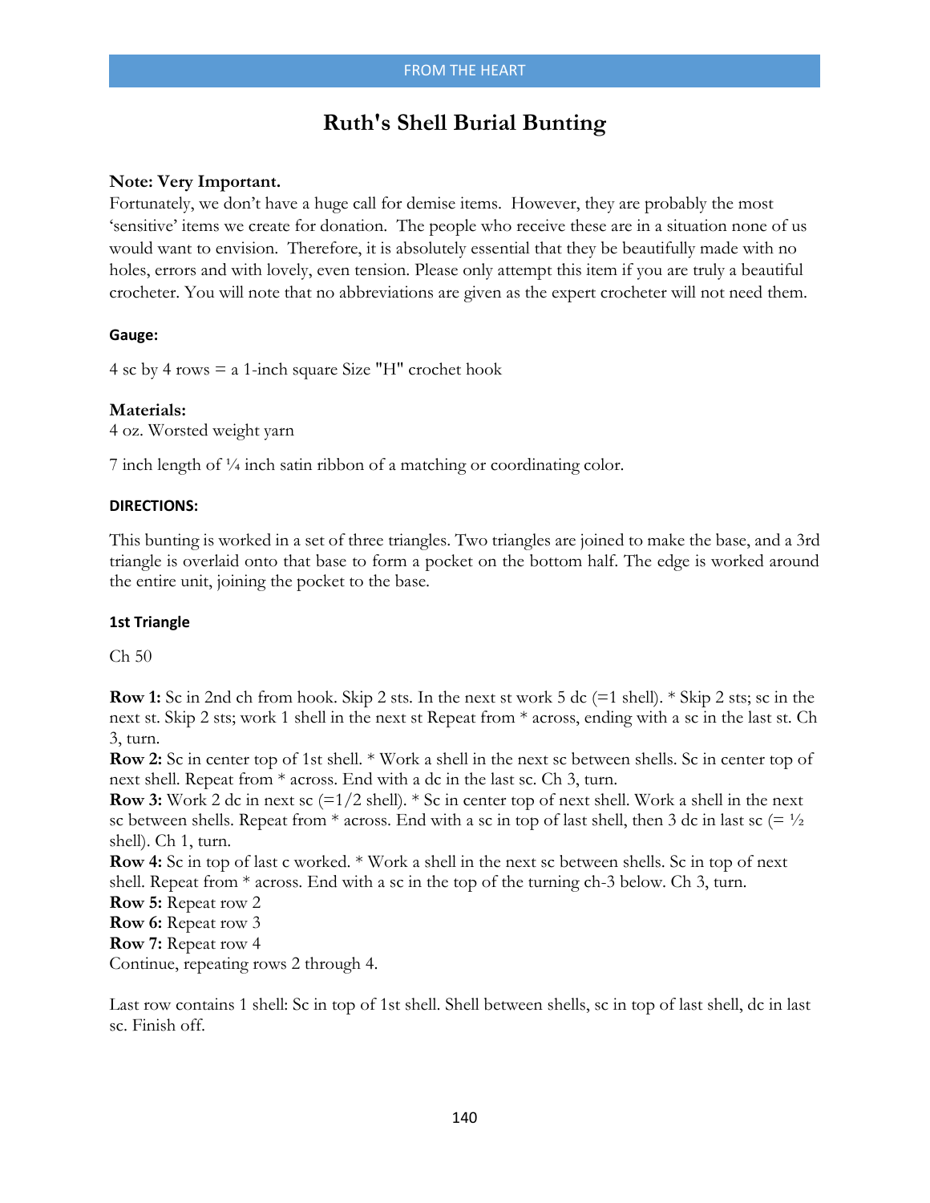# Ruth's Shell Burial Bunting

**Note: Very Important.**
Fortunately, we don't have a huge call for demise items. However, they are probably the most 'sensitive' items we create for donation. The people who receive these are in a situation none of us would want to envision. Therefore, it is absolutely essential that they be beautifully made with no holes, errors and with lovely, even tension. Please only attempt this item if you are truly a beautiful crocheter. You will note that no abbreviations are given as the expert crocheter will not need them.

**Gauge:**

4 sc by 4 rows = a 1-inch square Size "H" crochet hook

**Materials:**
4 oz. Worsted weight yarn

7 inch length of ¼ inch satin ribbon of a matching or coordinating color.

**DIRECTIONS:**

This bunting is worked in a set of three triangles. Two triangles are joined to make the base, and a 3rd triangle is overlaid onto that base to form a pocket on the bottom half. The edge is worked around the entire unit, joining the pocket to the base.

**1st Triangle**

Ch 50

**Row 1:** Sc in 2nd ch from hook. Skip 2 sts. In the next st work 5 dc (=1 shell). * Skip 2 sts; sc in the next st. Skip 2 sts; work 1 shell in the next st Repeat from * across, ending with a sc in the last st. Ch 3, turn.
**Row 2:** Sc in center top of 1st shell. * Work a shell in the next sc between shells. Sc in center top of next shell. Repeat from * across. End with a dc in the last sc. Ch 3, turn.
**Row 3:** Work 2 dc in next sc (=1/2 shell). * Sc in center top of next shell. Work a shell in the next sc between shells. Repeat from * across. End with a sc in top of last shell, then 3 dc in last sc (= ½ shell). Ch 1, turn.
**Row 4:** Sc in top of last c worked. * Work a shell in the next sc between shells. Sc in top of next shell. Repeat from * across. End with a sc in the top of the turning ch-3 below. Ch 3, turn.
**Row 5:** Repeat row 2
**Row 6:** Repeat row 3
**Row 7:** Repeat row 4
Continue, repeating rows 2 through 4.

Last row contains 1 shell: Sc in top of 1st shell. Shell between shells, sc in top of last shell, dc in last sc. Finish off.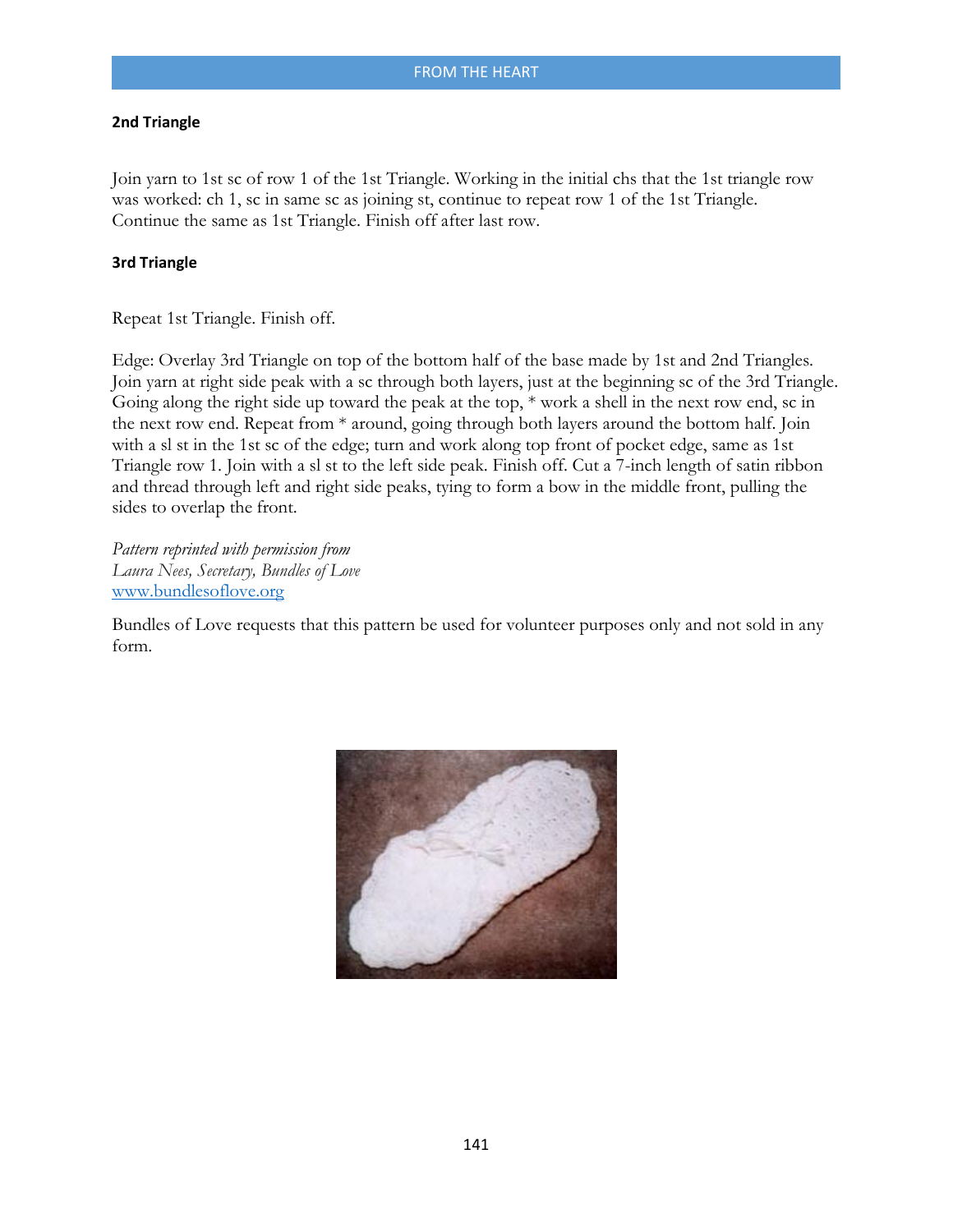### 2nd Triangle

Join yarn to 1st sc of row 1 of the 1st Triangle. Working in the initial chs that the 1st triangle row was worked: ch 1, sc in same sc as joining st, continue to repeat row 1 of the 1st Triangle. Continue the same as 1st Triangle. Finish off after last row.

### 3rd Triangle

Repeat 1st Triangle. Finish off.

Edge: Overlay 3rd Triangle on top of the bottom half of the base made by 1st and 2nd Triangles. Join yarn at right side peak with a sc through both layers, just at the beginning sc of the 3rd Triangle. Going along the right side up toward the peak at the top, * work a shell in the next row end, sc in the next row end. Repeat from * around, going through both layers around the bottom half. Join with a sl st in the 1st sc of the edge; turn and work along top front of pocket edge, same as 1st Triangle row 1. Join with a sl st to the left side peak. Finish off. Cut a 7-inch length of satin ribbon and thread through left and right side peaks, tying to form a bow in the middle front, pulling the sides to overlap the front.

*Pattern reprinted with permission from*
*Laura Nees, Secretary, Bundles of Love*
[www.bundlesoflove.org](http://www.bundlesoflove.org)

Bundles of Love requests that this pattern be used for volunteer purposes only and not sold in any form.